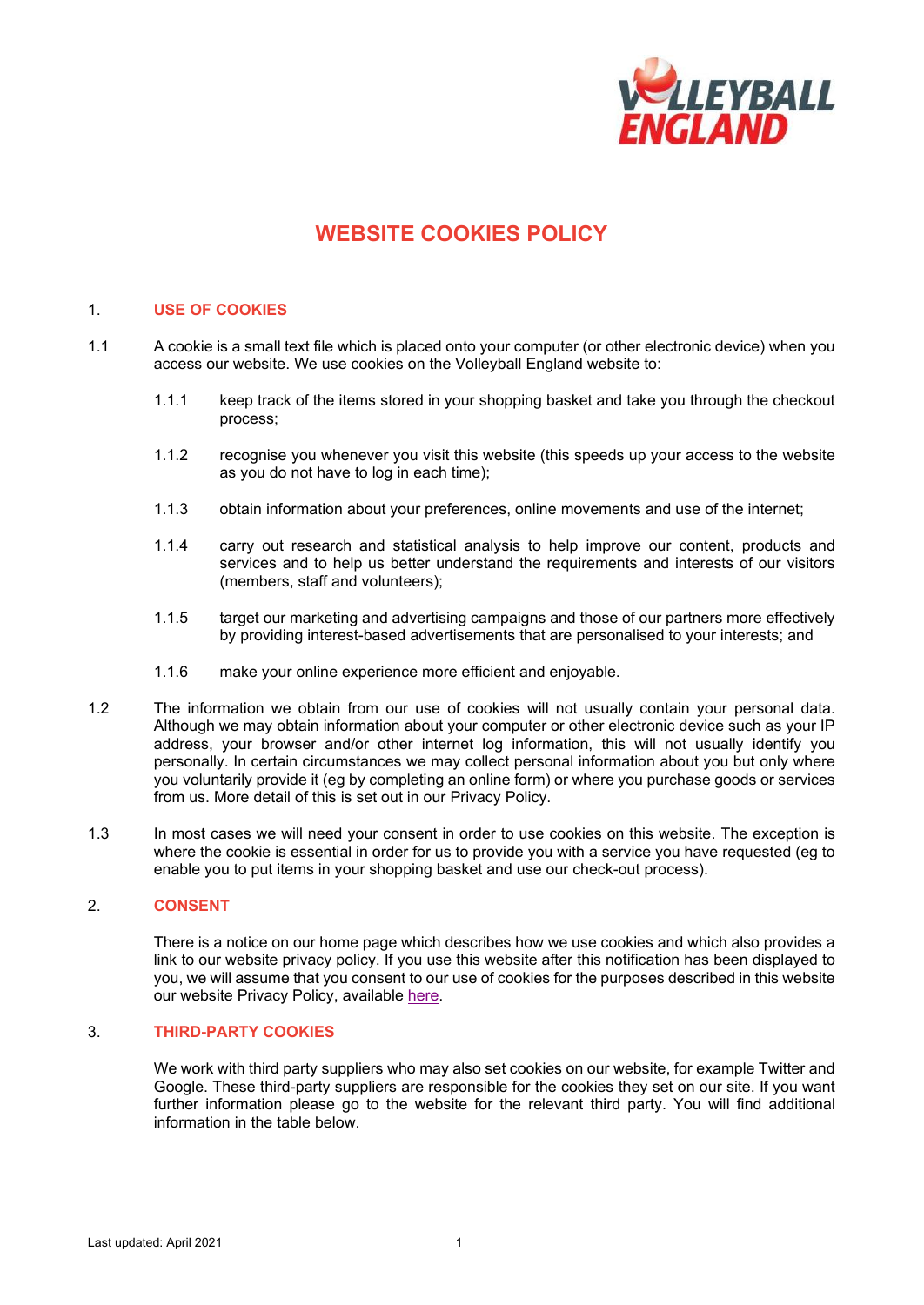# WEBSITE COOKIES POLICY

## 1. USE OF COOKIES

1.1 A cookie is a small text file which is placed onto your computer (or other electronic device) when you access our website. We use cookies on the Volleyball England website to:

1.1.1 keep track of the items stored in your shopping basket and take you through the checkout process;

1.1.2 recognise you whenever you visit this website (this speeds up your access to the website as you do not have to log in each time);

1.1.3 obtain information about your preferences, online movements and use of the internet;

1.1.4 carry out research and statistical analysis to help improve our content, products and services and to help us better understand the requirements and interests of our visitors (members, staff and volunteers);

1.1.5 target our marketing and advertising campaigns and those of our partners more effectively by providing interest-based advertisements that are personalised to your interests; and

1.1.6 make your online experience more efficient and enjoyable.

1.2 The information we obtain from our use of cookies will not usually contain your personal data. Although we may obtain information about your computer or other electronic device such as your IP address, your browser and/or other internet log information, this will not usually identify you personally. In certain circumstances we may collect personal information about you but only where you voluntarily provide it (eg by completing an online form) or where you purchase goods or services from us. More detail of this is set out in our Privacy Policy.

1.3 In most cases we will need your consent in order to use cookies on this website. The exception is where the cookie is essential in order for us to provide you with a service you have requested (eg to enable you to put items in your shopping basket and use our check-out process).

## 2. CONSENT

There is a notice on our home page which describes how we use cookies and which also provides a link to our website privacy policy. If you use this website after this notification has been displayed to you, we will assume that you consent to our use of cookies for the purposes described in this website our website Privacy Policy, available here.

## 3. THIRD-PARTY COOKIES

We work with third party suppliers who may also set cookies on our website, for example Twitter and Google. These third-party suppliers are responsible for the cookies they set on our site. If you want further information please go to the website for the relevant third party. You will find additional information in the table below.

Last updated: April 2021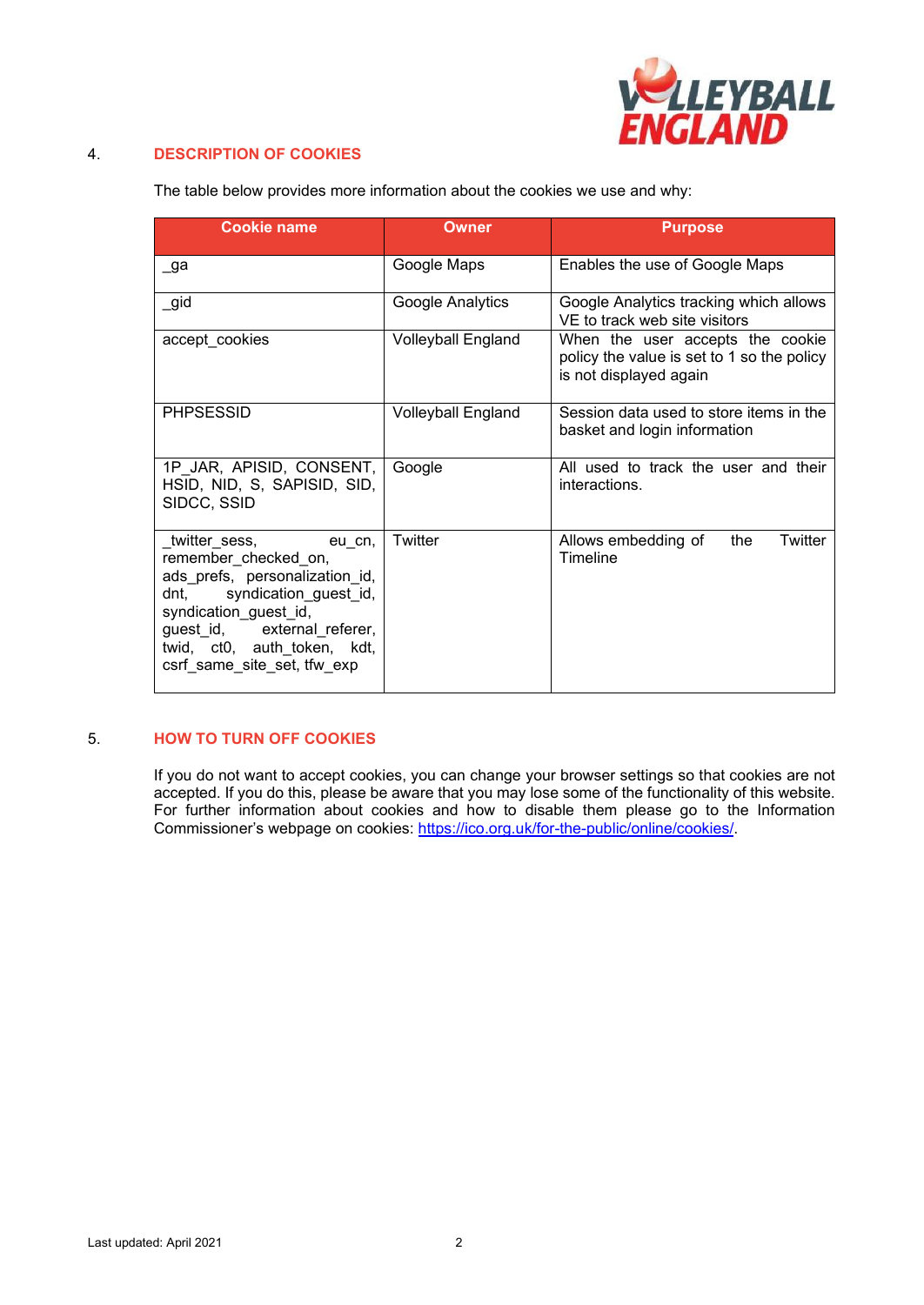## 4. DESCRIPTION OF COOKIES

The table below provides more information about the cookies we use and why:

| Cookie name | Owner | Purpose |
|---|---|---|
| _ga | Google Maps | Enables the use of Google Maps |
| _gid | Google Analytics | Google Analytics tracking which allows VE to track web site visitors |
| accept_cookies | Volleyball England | When the user accepts the cookie policy the value is set to 1 so the policy is not displayed again |
| PHPSESSID | Volleyball England | Session data used to store items in the basket and login information |
| 1P_JAR, APISID, CONSENT, HSID, NID, S, SAPISID, SID, SIDCC, SSID | Google | All used to track the user and their interactions. |
| _twitter_sess, eu_cn, remember_checked_on, ads_prefs, personalization_id, dnt, syndication_guest_id, syndication_guest_id, guest_id, external_referer, twid, ct0, auth_token, kdt, csrf_same_site_set, tfw_exp | Twitter | Allows embedding of the Twitter Timeline |

## 5. HOW TO TURN OFF COOKIES

If you do not want to accept cookies, you can change your browser settings so that cookies are not accepted. If you do this, please be aware that you may lose some of the functionality of this website. For further information about cookies and how to disable them please go to the Information Commissioner's webpage on cookies: https://ico.org.uk/for-the-public/online/cookies/.

Last updated: April 2021